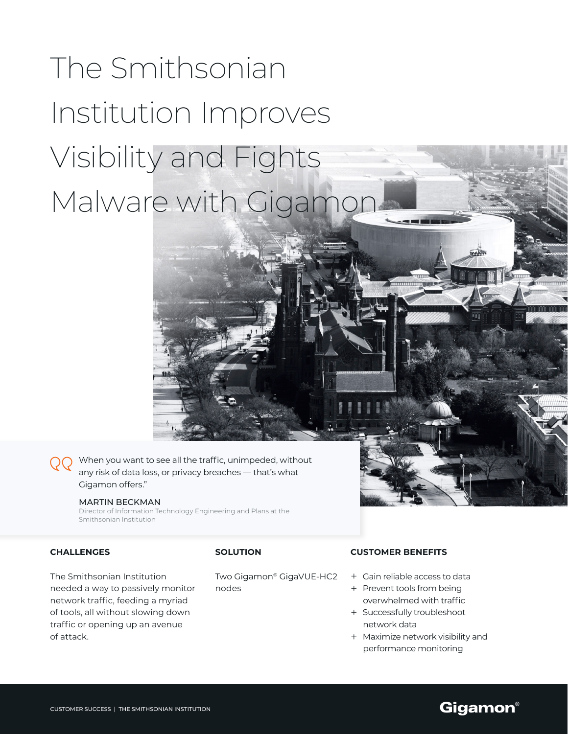# The Smithsonian Institution Improves Visibility and Fights Malware with Gigamon

> When you want to see all the traffic, unimpeded, without any risk of data loss, or privacy breaches — that's what Gigamon offers."
>
> MARTIN BECKMAN
> Director of Information Technology Engineering and Plans at the Smithsonian Institution

### CHALLENGES

The Smithsonian Institution needed a way to passively monitor network traffic, feeding a myriad of tools, all without slowing down traffic or opening up an avenue of attack.

### SOLUTION

Two Gigamon® GigaVUE-HC2 nodes

### CUSTOMER BENEFITS

+ Gain reliable access to data
+ Prevent tools from being overwhelmed with traffic
+ Successfully troubleshoot network data
+ Maximize network visibility and performance monitoring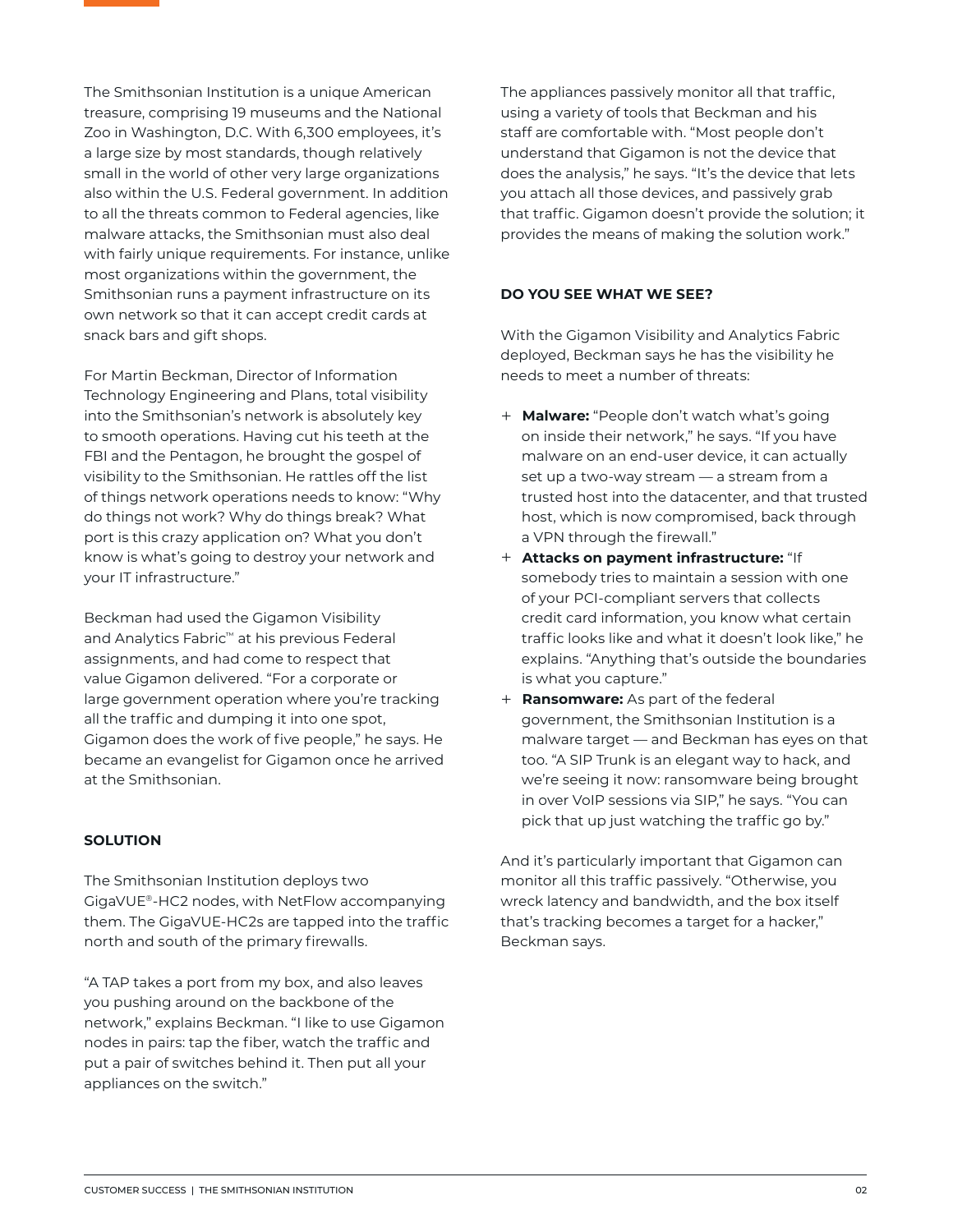The Smithsonian Institution is a unique American treasure, comprising 19 museums and the National Zoo in Washington, D.C. With 6,300 employees, it's a large size by most standards, though relatively small in the world of other very large organizations also within the U.S. Federal government. In addition to all the threats common to Federal agencies, like malware attacks, the Smithsonian must also deal with fairly unique requirements. For instance, unlike most organizations within the government, the Smithsonian runs a payment infrastructure on its own network so that it can accept credit cards at snack bars and gift shops.

For Martin Beckman, Director of Information Technology Engineering and Plans, total visibility into the Smithsonian's network is absolutely key to smooth operations. Having cut his teeth at the FBI and the Pentagon, he brought the gospel of visibility to the Smithsonian. He rattles off the list of things network operations needs to know: "Why do things not work? Why do things break? What port is this crazy application on? What you don't know is what's going to destroy your network and your IT infrastructure."

Beckman had used the Gigamon Visibility and Analytics Fabric™ at his previous Federal assignments, and had come to respect that value Gigamon delivered. "For a corporate or large government operation where you're tracking all the traffic and dumping it into one spot, Gigamon does the work of five people," he says. He became an evangelist for Gigamon once he arrived at the Smithsonian.

## SOLUTION

The Smithsonian Institution deploys two GigaVUE®-HC2 nodes, with NetFlow accompanying them. The GigaVUE-HC2s are tapped into the traffic north and south of the primary firewalls.

"A TAP takes a port from my box, and also leaves you pushing around on the backbone of the network," explains Beckman. "I like to use Gigamon nodes in pairs: tap the fiber, watch the traffic and put a pair of switches behind it. Then put all your appliances on the switch."

The appliances passively monitor all that traffic, using a variety of tools that Beckman and his staff are comfortable with. "Most people don't understand that Gigamon is not the device that does the analysis," he says. "It's the device that lets you attach all those devices, and passively grab that traffic. Gigamon doesn't provide the solution; it provides the means of making the solution work."

## DO YOU SEE WHAT WE SEE?

With the Gigamon Visibility and Analytics Fabric deployed, Beckman says he has the visibility he needs to meet a number of threats:

+ **Malware:** "People don't watch what's going on inside their network," he says. "If you have malware on an end-user device, it can actually set up a two-way stream — a stream from a trusted host into the datacenter, and that trusted host, which is now compromised, back through a VPN through the firewall."
+ **Attacks on payment infrastructure:** "If somebody tries to maintain a session with one of your PCI-compliant servers that collects credit card information, you know what certain traffic looks like and what it doesn't look like," he explains. "Anything that's outside the boundaries is what you capture."
+ **Ransomware:** As part of the federal government, the Smithsonian Institution is a malware target — and Beckman has eyes on that too. "A SIP Trunk is an elegant way to hack, and we're seeing it now: ransomware being brought in over VoIP sessions via SIP," he says. "You can pick that up just watching the traffic go by."

And it's particularly important that Gigamon can monitor all this traffic passively. "Otherwise, you wreck latency and bandwidth, and the box itself that's tracking becomes a target for a hacker," Beckman says.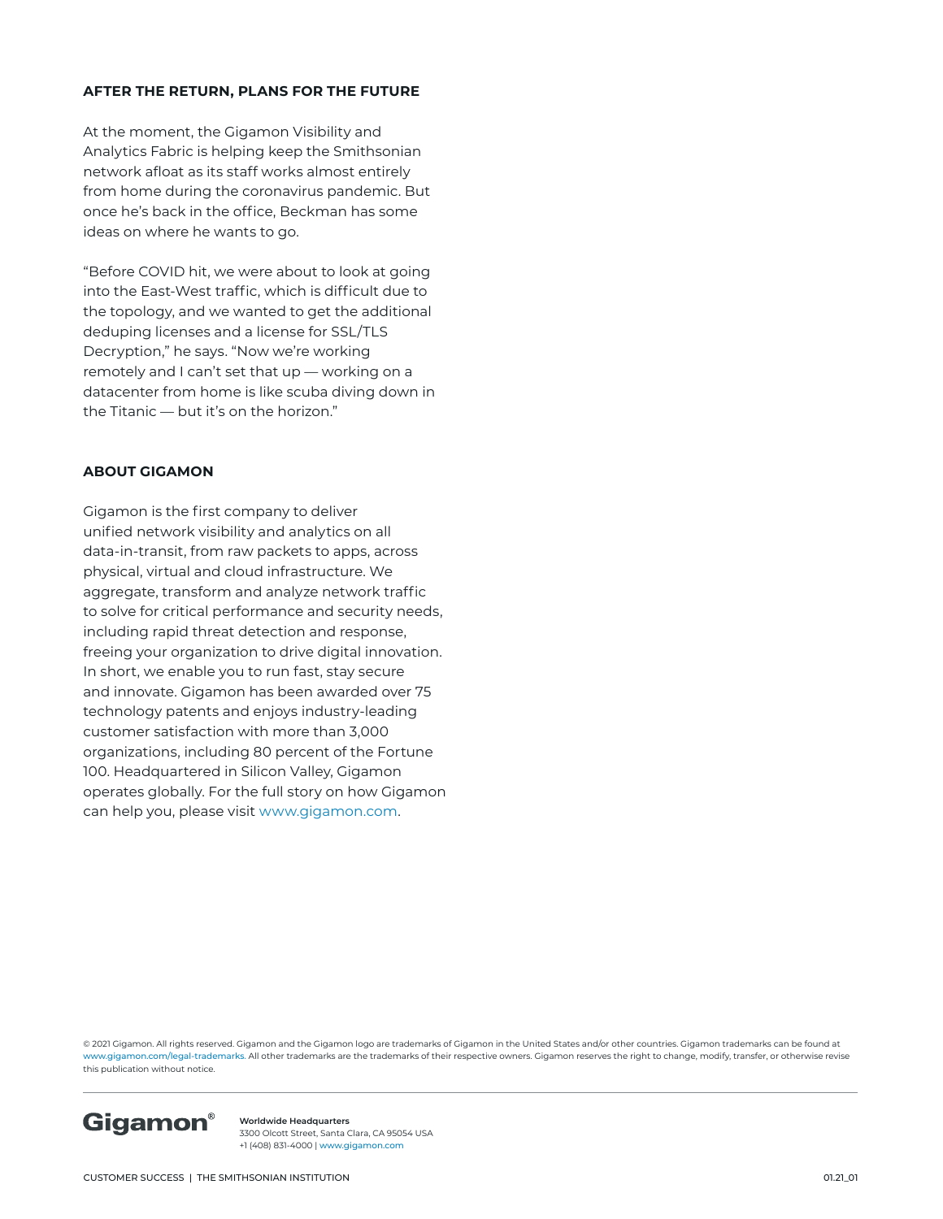## AFTER THE RETURN, PLANS FOR THE FUTURE

At the moment, the Gigamon Visibility and Analytics Fabric is helping keep the Smithsonian network afloat as its staff works almost entirely from home during the coronavirus pandemic. But once he's back in the office, Beckman has some ideas on where he wants to go.

"Before COVID hit, we were about to look at going into the East-West traffic, which is difficult due to the topology, and we wanted to get the additional deduping licenses and a license for SSL/TLS Decryption," he says. "Now we're working remotely and I can't set that up — working on a datacenter from home is like scuba diving down in the Titanic — but it's on the horizon."

## ABOUT GIGAMON

Gigamon is the first company to deliver unified network visibility and analytics on all data-in-transit, from raw packets to apps, across physical, virtual and cloud infrastructure. We aggregate, transform and analyze network traffic to solve for critical performance and security needs, including rapid threat detection and response, freeing your organization to drive digital innovation. In short, we enable you to run fast, stay secure and innovate. Gigamon has been awarded over 75 technology patents and enjoys industry-leading customer satisfaction with more than 3,000 organizations, including 80 percent of the Fortune 100. Headquartered in Silicon Valley, Gigamon operates globally. For the full story on how Gigamon can help you, please visit www.gigamon.com.

© 2021 Gigamon. All rights reserved. Gigamon and the Gigamon logo are trademarks of Gigamon in the United States and/or other countries. Gigamon trademarks can be found at www.gigamon.com/legal-trademarks. All other trademarks are the trademarks of their respective owners. Gigamon reserves the right to change, modify, transfer, or otherwise revise this publication without notice.

**Gigamon®**

**Worldwide Headquarters**
3300 Olcott Street, Santa Clara, CA 95054 USA
+1 (408) 831-4000 | www.gigamon.com

CUSTOMER SUCCESS | THE SMITHSONIAN INSTITUTION

01.21_01